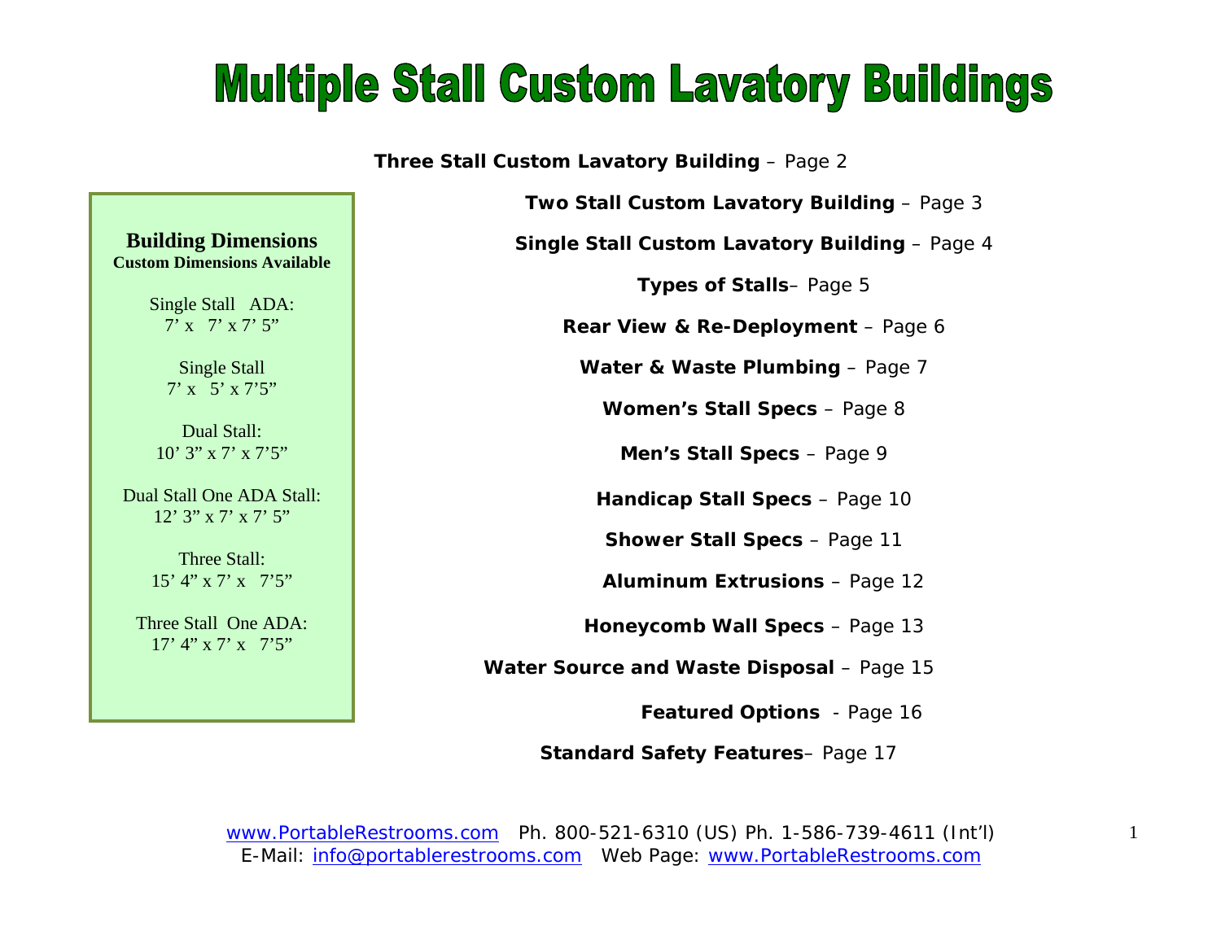# Multiple Stall Custom Lavatory Buildings

**Building Dimensions**
**Custom Dimensions Available**

Single Stall ADA:
7' x 7' x 7' 5"

Single Stall
7' x 5' x 7'5"

Dual Stall:
10' 3" x 7' x 7'5"

Dual Stall One ADA Stall:
12' 3" x 7' x 7' 5"

Three Stall:
15' 4" x 7' x 7'5"

Three Stall One ADA:
17' 4" x 7' x 7'5"

**Three Stall Custom Lavatory Building** – Page 2

**Two Stall Custom Lavatory Building** – Page 3

**Single Stall Custom Lavatory Building** – Page 4

**Types of Stalls**– Page 5

**Rear View & Re-Deployment** – Page 6

**Water & Waste Plumbing** – Page 7

**Women's Stall Specs** – Page 8

**Men's Stall Specs** – Page 9

**Handicap Stall Specs** – Page 10

**Shower Stall Specs** – Page 11

**Aluminum Extrusions** – Page 12

**Honeycomb Wall Specs** – Page 13

**Water Source and Waste Disposal** – Page 15

**Featured Options** - Page 16

**Standard Safety Features**– Page 17

www.PortableRestrooms.com Ph. 800-521-6310 (US) Ph. 1-586-739-4611 (Int'l)
E-Mail: info@portablerestrooms.com Web Page: www.PortableRestrooms.com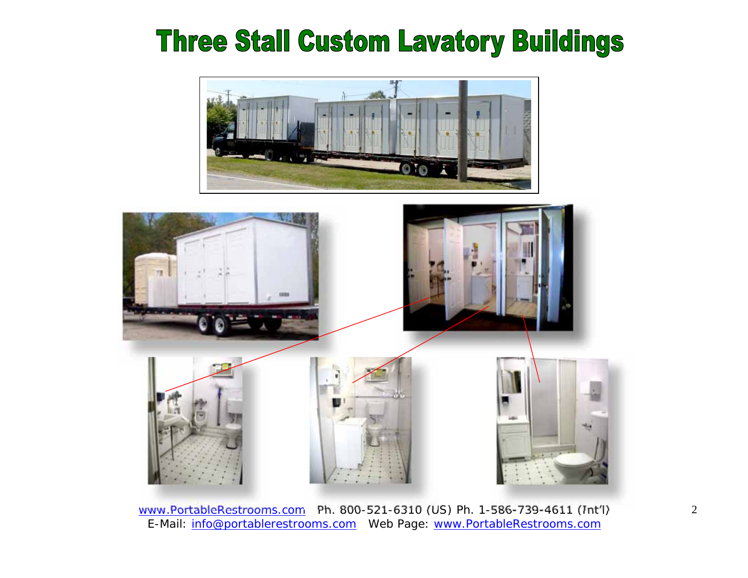# Three Stall Custom Lavatory Buildings

www.PortableRestrooms.com Ph. 800-521-6310 (US) Ph. 1-586-739-4611 (Int'l)
E-Mail: info@portablerestrooms.com Web Page: www.PortableRestrooms.com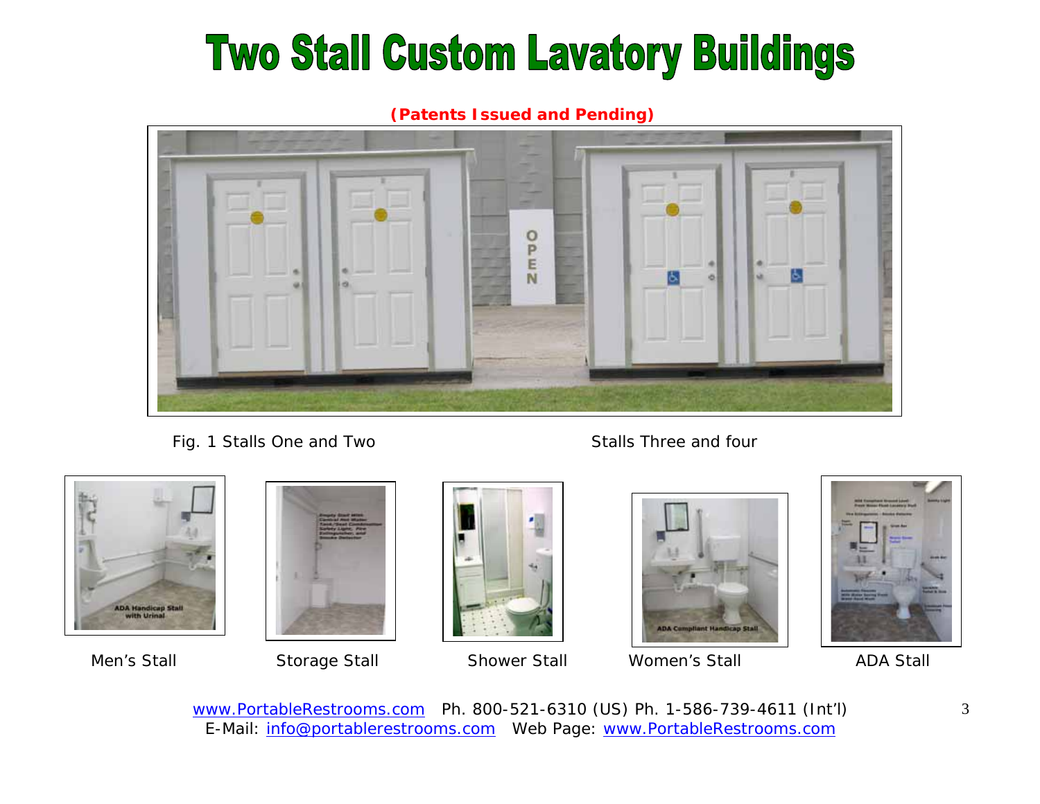# Two Stall Custom Lavatory Buildings

**(Patents Issued and Pending)**

Fig. 1 Stalls One and Two

Stalls Three and four

Men's Stall

Storage Stall

Shower Stall

Women's Stall

ADA Stall

www.PortableRestrooms.com Ph. 800-521-6310 (US) Ph. 1-586-739-4611 (Int'l)
E-Mail: info@portablerestrooms.com Web Page: www.PortableRestrooms.com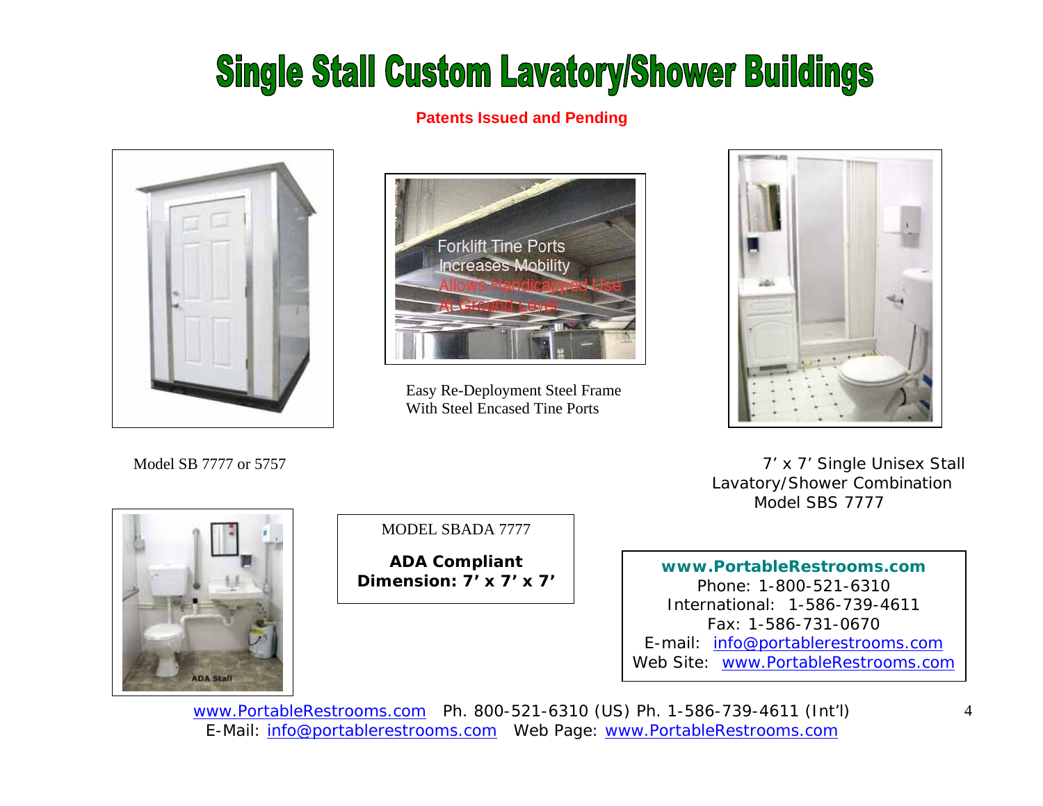# Single Stall Custom Lavatory/Shower Buildings

**Patents Issued and Pending**

Easy Re-Deployment Steel Frame
With Steel Encased Tine Ports

Model SB 7777 or 5757

7' x 7' Single Unisex Stall
Lavatory/Shower Combination
Model SBS 7777

MODEL SBADA 7777

**ADA Compliant**
**Dimension: 7' x 7' x 7'**

**www.PortableRestrooms.com**
Phone: 1-800-521-6310
International: 1-586-739-4611
Fax: 1-586-731-0670
E-mail: info@portablerestrooms.com
Web Site: www.PortableRestrooms.com

www.PortableRestrooms.com Ph. 800-521-6310 (US) Ph. 1-586-739-4611 (Int'l)
E-Mail: info@portablerestrooms.com Web Page: www.PortableRestrooms.com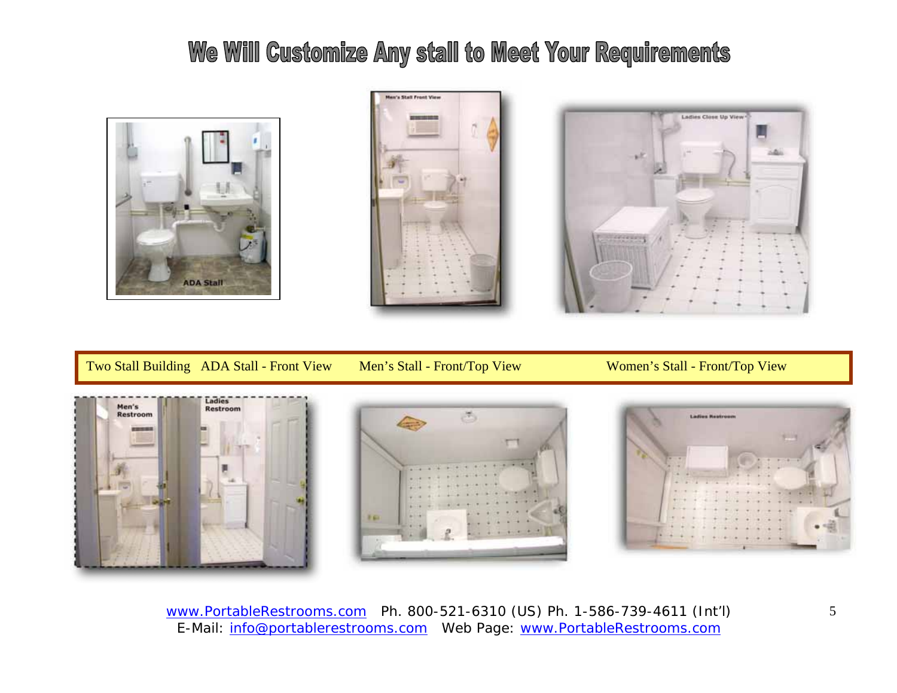# We Will Customize Any stall to Meet Your Requirements

Two Stall Building ADA Stall - Front View Men's Stall - Front/Top View Women's Stall - Front/Top View

www.PortableRestrooms.com Ph. 800-521-6310 (US) Ph. 1-586-739-4611 (Int'l)
E-Mail: info@portablerestrooms.com Web Page: www.PortableRestrooms.com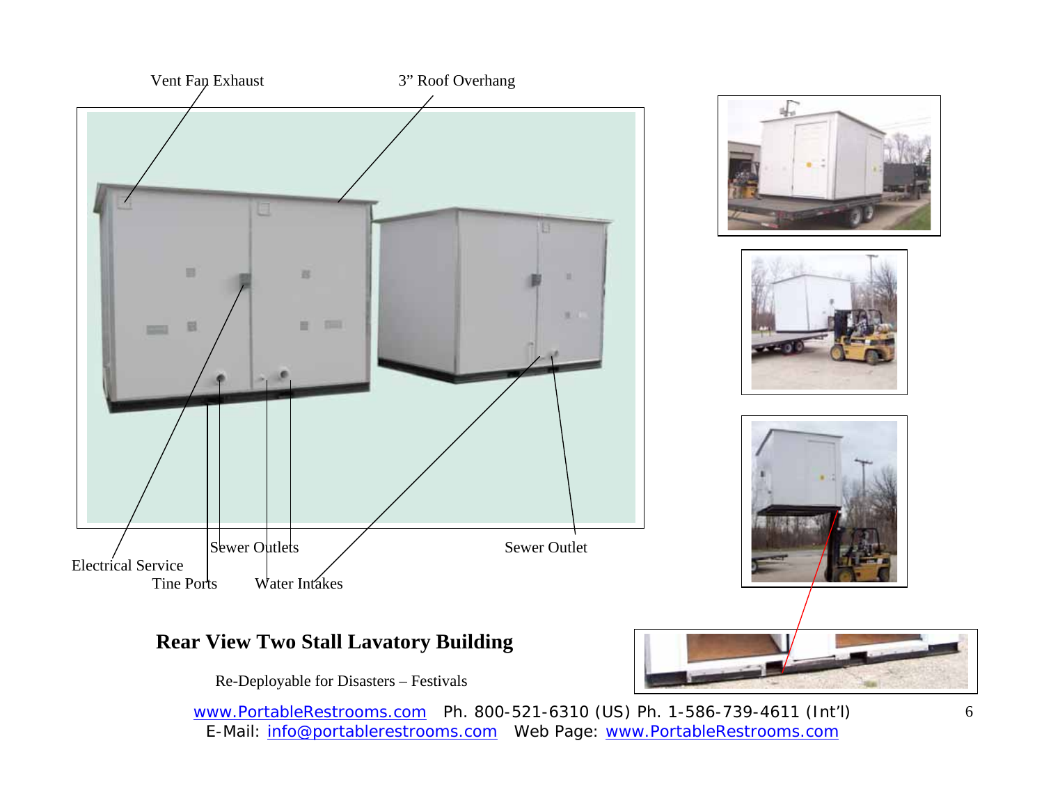Vent Fan Exhaust

3" Roof Overhang

Electrical Service

Tine Ports

Sewer Outlets

Water Intakes

Sewer Outlet

**Rear View Two Stall Lavatory Building**

Re-Deployable for Disasters – Festivals

www.PortableRestrooms.com Ph. 800-521-6310 (US) Ph. 1-586-739-4611 (Int'l)
E-Mail: info@portablerestrooms.com Web Page: www.PortableRestrooms.com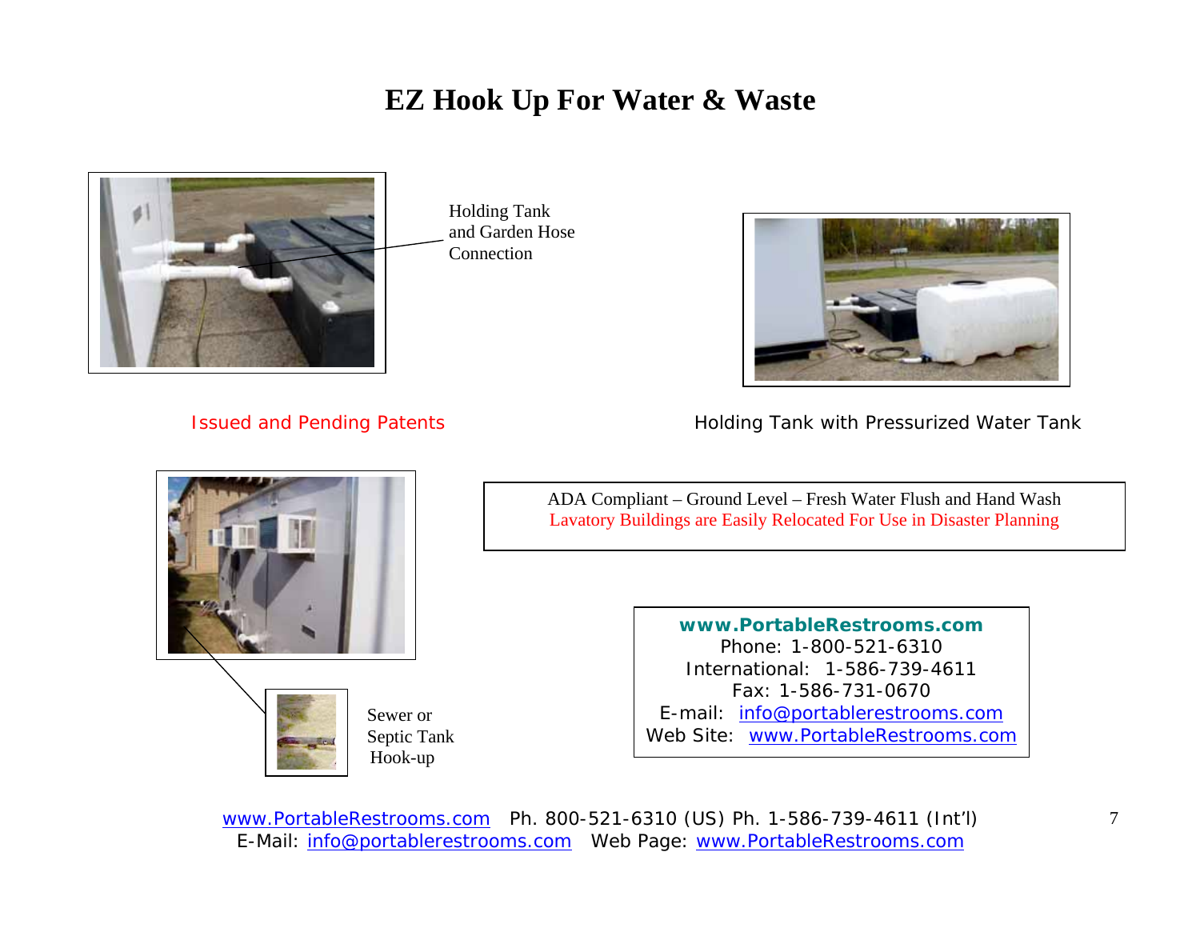# EZ Hook Up For Water & Waste

Holding Tank and Garden Hose Connection

Issued and Pending Patents

Holding Tank with Pressurized Water Tank

ADA Compliant – Ground Level – Fresh Water Flush and Hand Wash
Lavatory Buildings are Easily Relocated For Use in Disaster Planning

Sewer or Septic Tank Hook-up

**www.PortableRestrooms.com**
Phone: 1-800-521-6310
International: 1-586-739-4611
Fax: 1-586-731-0670
E-mail: info@portablerestrooms.com
Web Site: www.PortableRestrooms.com

www.PortableRestrooms.com Ph. 800-521-6310 (US) Ph. 1-586-739-4611 (Int'l)
E-Mail: info@portablerestrooms.com Web Page: www.PortableRestrooms.com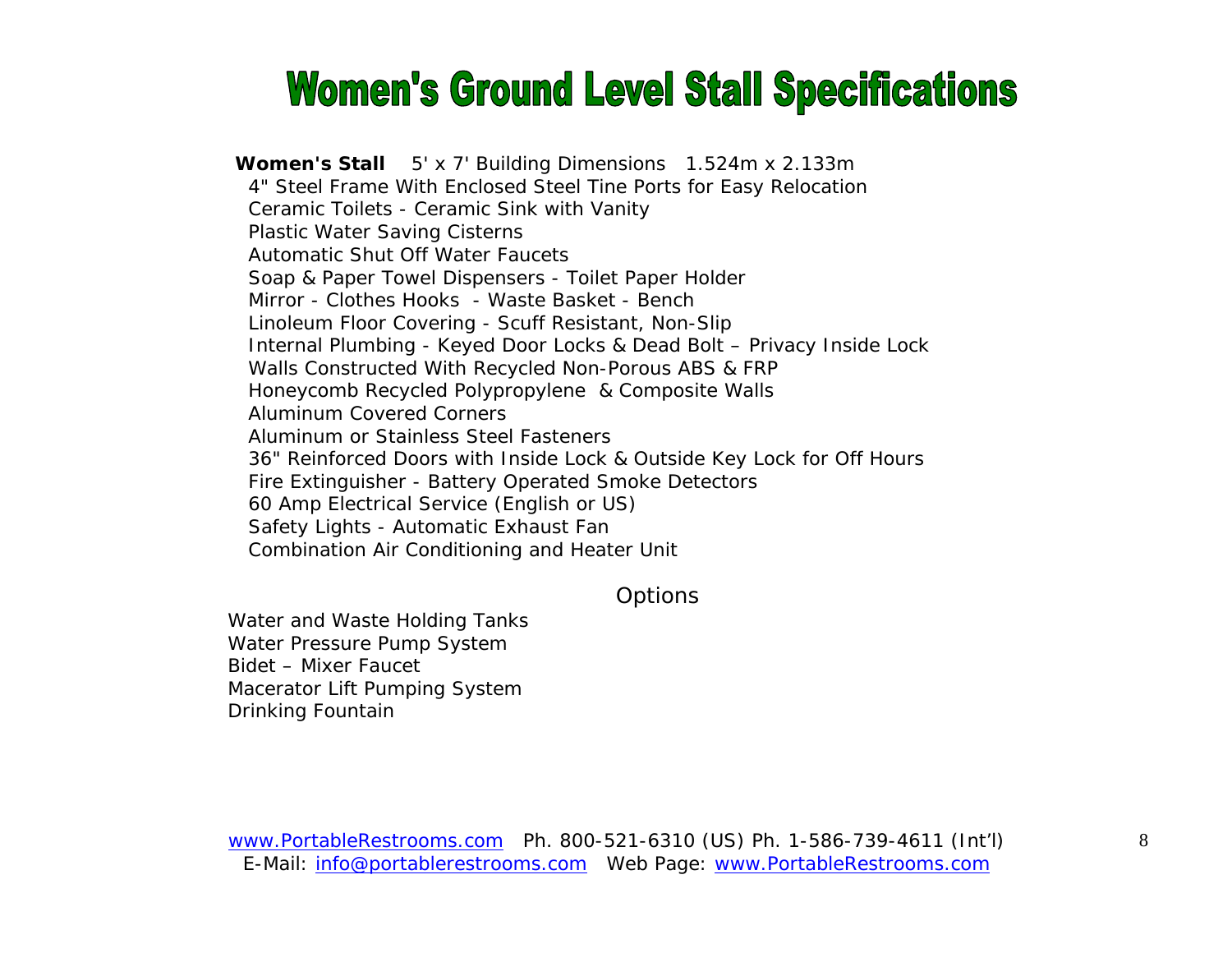# Women's Ground Level Stall Specifications

**Women's Stall** 5' x 7' Building Dimensions 1.524m x 2.133m

4" Steel Frame With Enclosed Steel Tine Ports for Easy Relocation
Ceramic Toilets - Ceramic Sink with Vanity
Plastic Water Saving Cisterns
Automatic Shut Off Water Faucets
Soap & Paper Towel Dispensers - Toilet Paper Holder
Mirror - Clothes Hooks - Waste Basket - Bench
Linoleum Floor Covering - Scuff Resistant, Non-Slip
Internal Plumbing - Keyed Door Locks & Dead Bolt – Privacy Inside Lock
Walls Constructed With Recycled Non-Porous ABS & FRP
Honeycomb Recycled Polypropylene & Composite Walls
Aluminum Covered Corners
Aluminum or Stainless Steel Fasteners
36" Reinforced Doors with Inside Lock & Outside Key Lock for Off Hours
Fire Extinguisher - Battery Operated Smoke Detectors
60 Amp Electrical Service (English or US)
Safety Lights - Automatic Exhaust Fan
Combination Air Conditioning and Heater Unit

## Options

Water and Waste Holding Tanks
Water Pressure Pump System
Bidet – Mixer Faucet
Macerator Lift Pumping System
Drinking Fountain

www.PortableRestrooms.com Ph. 800-521-6310 (US) Ph. 1-586-739-4611 (Int'l)
E-Mail: info@portablerestrooms.com Web Page: www.PortableRestrooms.com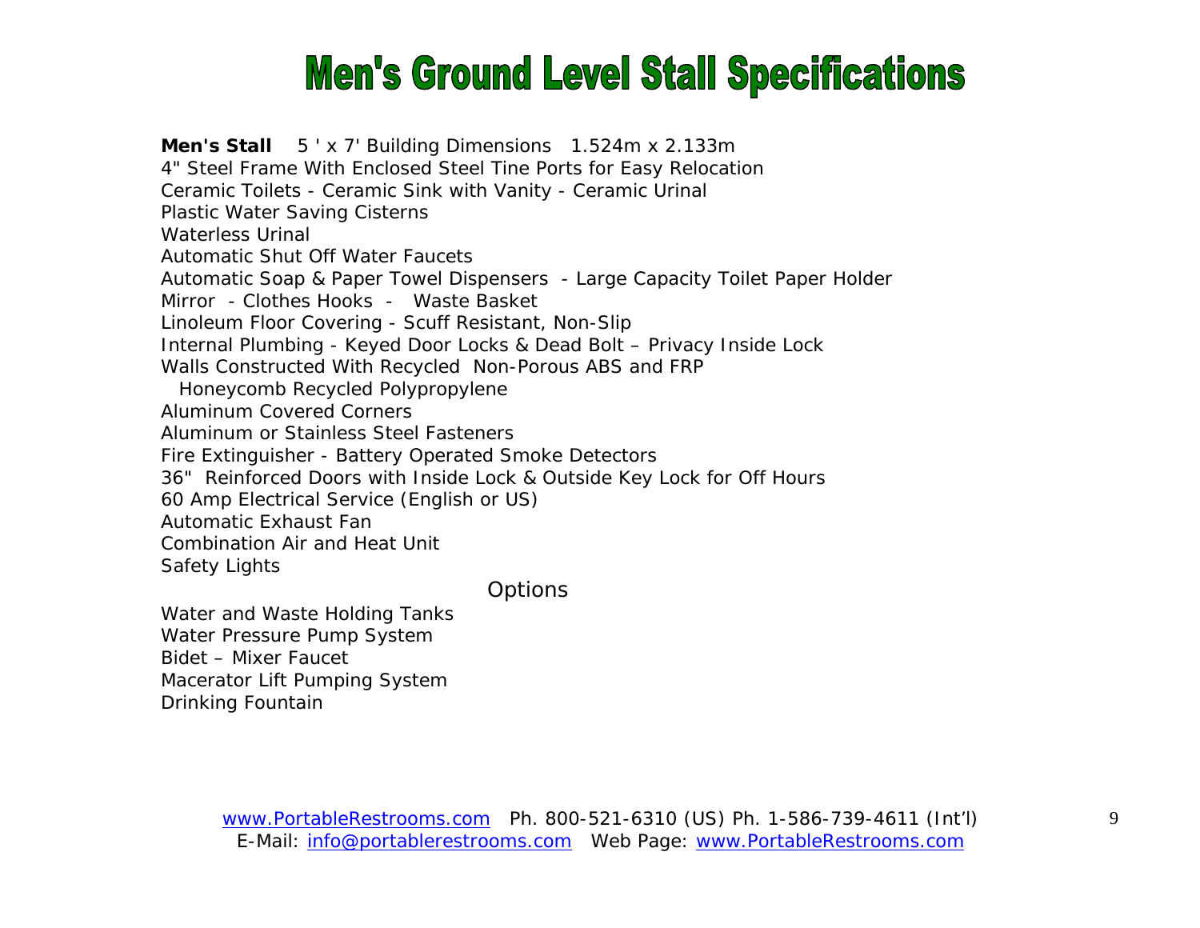# Men's Ground Level Stall Specifications

**Men's Stall** 5 ' x 7' Building Dimensions 1.524m x 2.133m
4" Steel Frame With Enclosed Steel Tine Ports for Easy Relocation
Ceramic Toilets - Ceramic Sink with Vanity - Ceramic Urinal
Plastic Water Saving Cisterns
Waterless Urinal
Automatic Shut Off Water Faucets
Automatic Soap & Paper Towel Dispensers - Large Capacity Toilet Paper Holder
Mirror - Clothes Hooks - Waste Basket
Linoleum Floor Covering - Scuff Resistant, Non-Slip
Internal Plumbing - Keyed Door Locks & Dead Bolt – Privacy Inside Lock
Walls Constructed With Recycled Non-Porous ABS and FRP
Honeycomb Recycled Polypropylene
Aluminum Covered Corners
Aluminum or Stainless Steel Fasteners
Fire Extinguisher - Battery Operated Smoke Detectors
36" Reinforced Doors with Inside Lock & Outside Key Lock for Off Hours
60 Amp Electrical Service (English or US)
Automatic Exhaust Fan
Combination Air and Heat Unit
Safety Lights

Options

Water and Waste Holding Tanks
Water Pressure Pump System
Bidet – Mixer Faucet
Macerator Lift Pumping System
Drinking Fountain

www.PortableRestrooms.com Ph. 800-521-6310 (US) Ph. 1-586-739-4611 (Int'l)
E-Mail: info@portablerestrooms.com Web Page: www.PortableRestrooms.com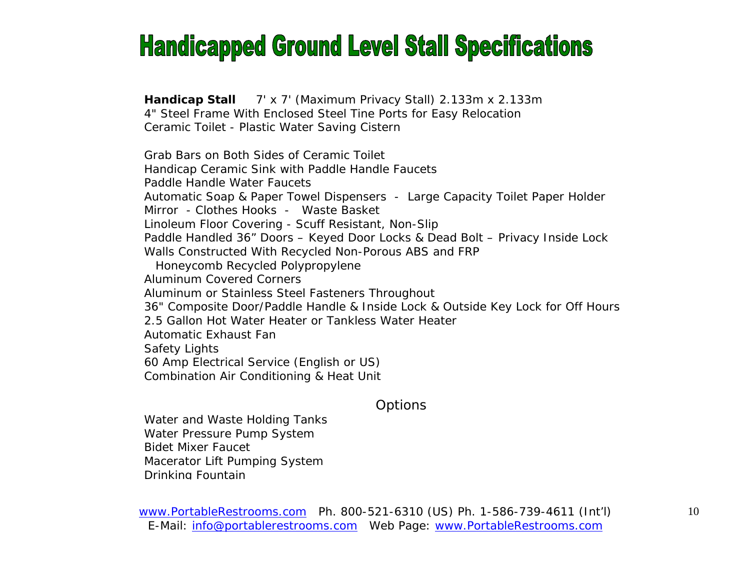# Handicapped Ground Level Stall Specifications

**Handicap Stall** 7' x 7' (Maximum Privacy Stall) 2.133m x 2.133m
4" Steel Frame With Enclosed Steel Tine Ports for Easy Relocation
Ceramic Toilet - Plastic Water Saving Cistern

Grab Bars on Both Sides of Ceramic Toilet
Handicap Ceramic Sink with Paddle Handle Faucets
Paddle Handle Water Faucets
Automatic Soap & Paper Towel Dispensers - Large Capacity Toilet Paper Holder
Mirror - Clothes Hooks - Waste Basket
Linoleum Floor Covering - Scuff Resistant, Non-Slip
Paddle Handled 36" Doors – Keyed Door Locks & Dead Bolt – Privacy Inside Lock
Walls Constructed With Recycled Non-Porous ABS and FRP
  Honeycomb Recycled Polypropylene
Aluminum Covered Corners
Aluminum or Stainless Steel Fasteners Throughout
36" Composite Door/Paddle Handle & Inside Lock & Outside Key Lock for Off Hours
2.5 Gallon Hot Water Heater or Tankless Water Heater
Automatic Exhaust Fan
Safety Lights
60 Amp Electrical Service (English or US)
Combination Air Conditioning & Heat Unit

Options

Water and Waste Holding Tanks
Water Pressure Pump System
Bidet Mixer Faucet
Macerator Lift Pumping System
Drinking Fountain

www.PortableRestrooms.com Ph. 800-521-6310 (US) Ph. 1-586-739-4611 (Int'l)
E-Mail: info@portablerestrooms.com Web Page: www.PortableRestrooms.com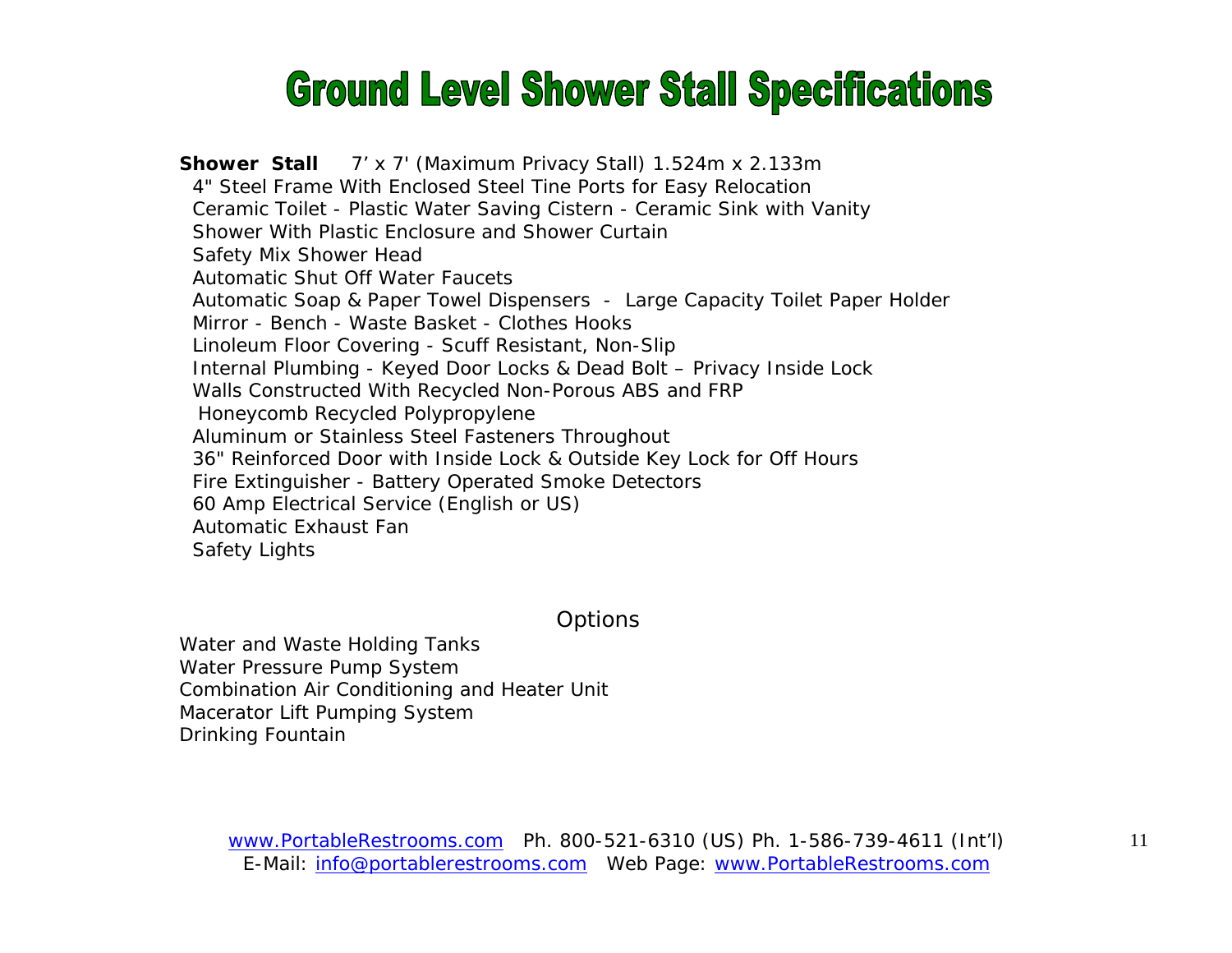# Ground Level Shower Stall Specifications

**Shower Stall** 7' x 7' (Maximum Privacy Stall) 1.524m x 2.133m

4" Steel Frame With Enclosed Steel Tine Ports for Easy Relocation
Ceramic Toilet - Plastic Water Saving Cistern - Ceramic Sink with Vanity
Shower With Plastic Enclosure and Shower Curtain
Safety Mix Shower Head
Automatic Shut Off Water Faucets
Automatic Soap & Paper Towel Dispensers - Large Capacity Toilet Paper Holder
Mirror - Bench - Waste Basket - Clothes Hooks
Linoleum Floor Covering - Scuff Resistant, Non-Slip
Internal Plumbing - Keyed Door Locks & Dead Bolt – Privacy Inside Lock
Walls Constructed With Recycled Non-Porous ABS and FRP
Honeycomb Recycled Polypropylene
Aluminum or Stainless Steel Fasteners Throughout
36" Reinforced Door with Inside Lock & Outside Key Lock for Off Hours
Fire Extinguisher - Battery Operated Smoke Detectors
60 Amp Electrical Service (English or US)
Automatic Exhaust Fan
Safety Lights

Options

Water and Waste Holding Tanks
Water Pressure Pump System
Combination Air Conditioning and Heater Unit
Macerator Lift Pumping System
Drinking Fountain

www.PortableRestrooms.com Ph. 800-521-6310 (US) Ph. 1-586-739-4611 (Int'l)
E-Mail: info@portablerestrooms.com Web Page: www.PortableRestrooms.com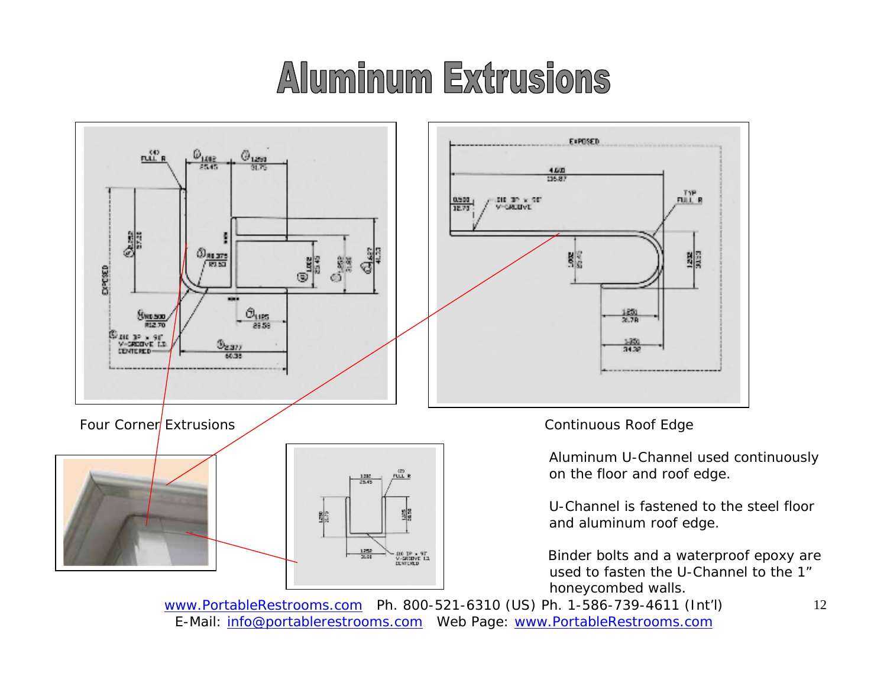# Aluminum Extrusions

Four Corner Extrusions

Continuous Roof Edge

Aluminum U-Channel used continuously on the floor and roof edge.

U-Channel is fastened to the steel floor and aluminum roof edge.

Binder bolts and a waterproof epoxy are used to fasten the U-Channel to the 1" honeycombed walls.

www.PortableRestrooms.com Ph. 800-521-6310 (US) Ph. 1-586-739-4611 (Int'l)
E-Mail: info@portablerestrooms.com Web Page: www.PortableRestrooms.com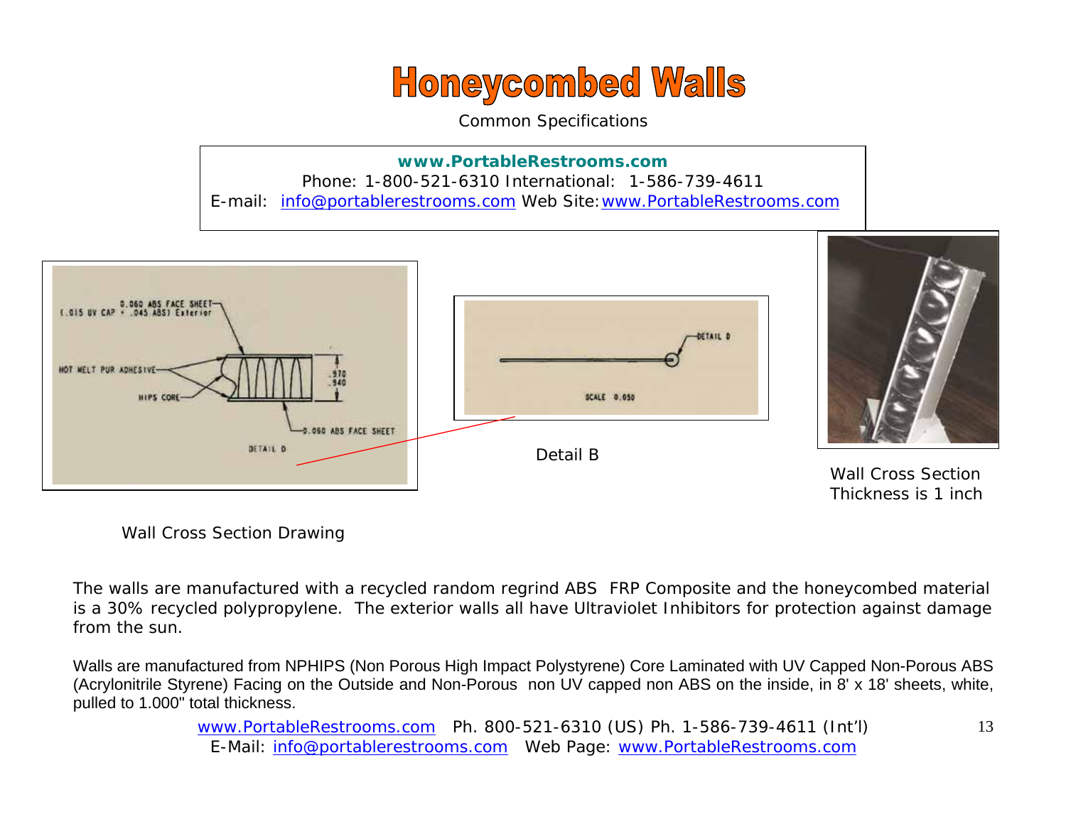# Honeycombed Walls

Common Specifications

**www.PortableRestrooms.com**
Phone: 1-800-521-6310 International: 1-586-739-4611
E-mail: info@portablerestrooms.com Web Site: www.PortableRestrooms.com

Wall Cross Section Drawing

Detail B

Wall Cross Section
Thickness is 1 inch

The walls are manufactured with a recycled random regrind ABS FRP Composite and the honeycombed material is a 30% recycled polypropylene. The exterior walls all have Ultraviolet Inhibitors for protection against damage from the sun.

Walls are manufactured from NPHIPS (Non Porous High Impact Polystyrene) Core Laminated with UV Capped Non-Porous ABS (Acrylonitrile Styrene) Facing on the Outside and Non-Porous non UV capped non ABS on the inside, in 8' x 18' sheets, white, pulled to 1.000" total thickness.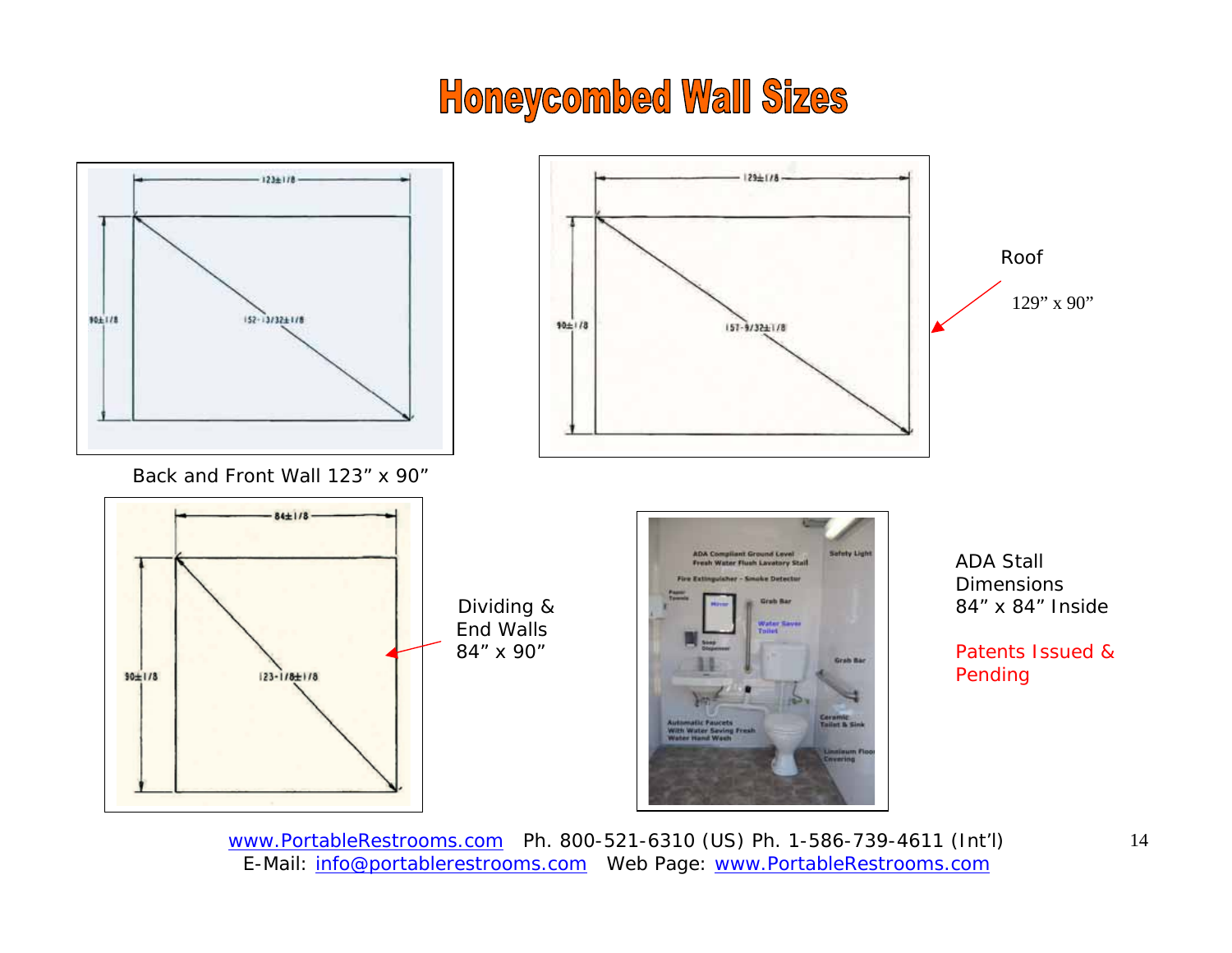# Honeycombed Wall Sizes

Back and Front Wall 123" x 90"

Roof

129" x 90"

Dividing & End Walls 84" x 90"

ADA Stall Dimensions 84" x 84" Inside

Patents Issued & Pending

www.PortableRestrooms.com Ph. 800-521-6310 (US) Ph. 1-586-739-4611 (Int'l)
E-Mail: info@portablerestrooms.com Web Page: www.PortableRestrooms.com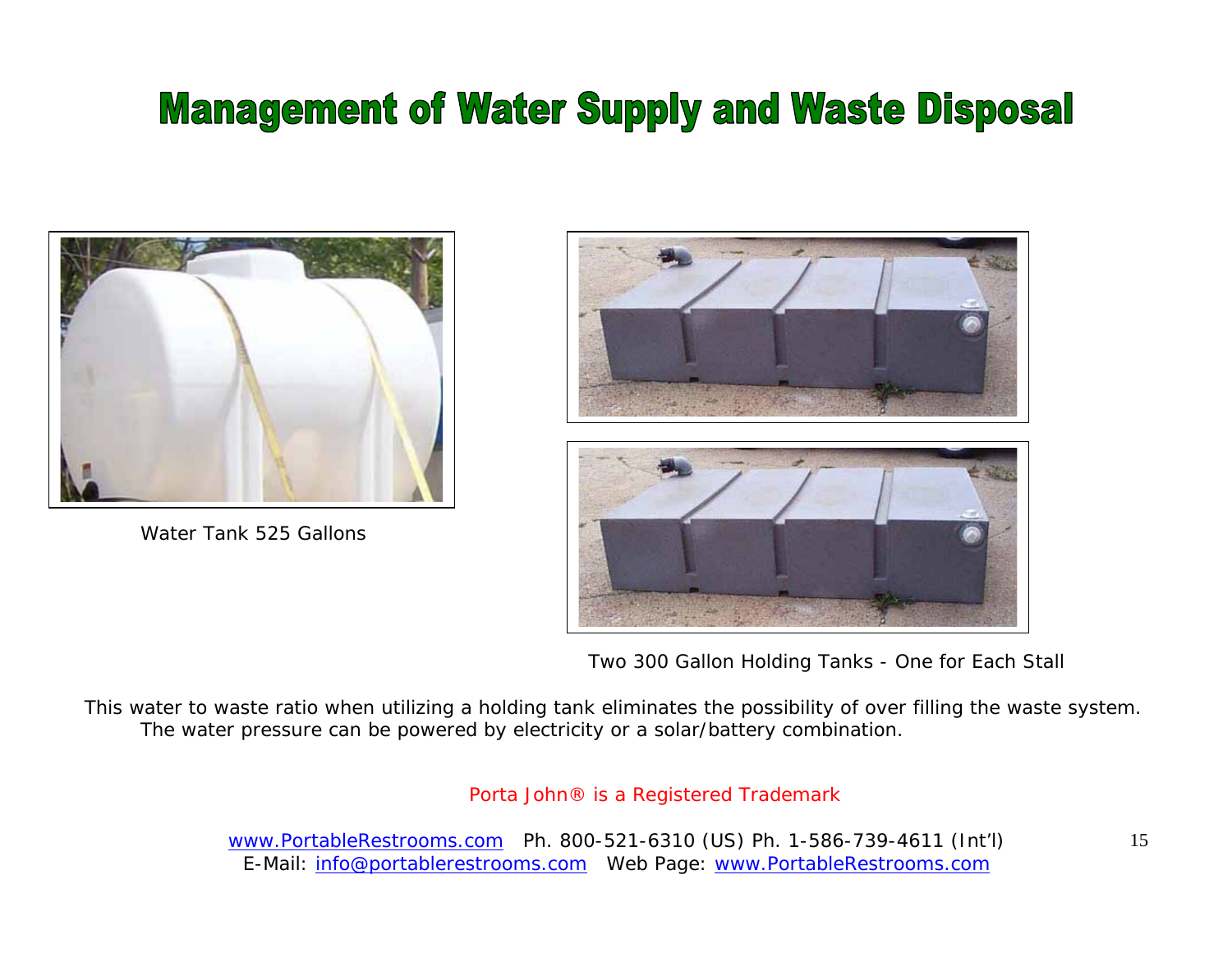# Management of Water Supply and Waste Disposal

Water Tank 525 Gallons

Two 300 Gallon Holding Tanks - One for Each Stall

This water to waste ratio when utilizing a holding tank eliminates the possibility of over filling the waste system. The water pressure can be powered by electricity or a solar/battery combination.

Porta John® is a Registered Trademark

www.PortableRestrooms.com Ph. 800-521-6310 (US) Ph. 1-586-739-4611 (Int'l)
E-Mail: info@portablerestrooms.com Web Page: www.PortableRestrooms.com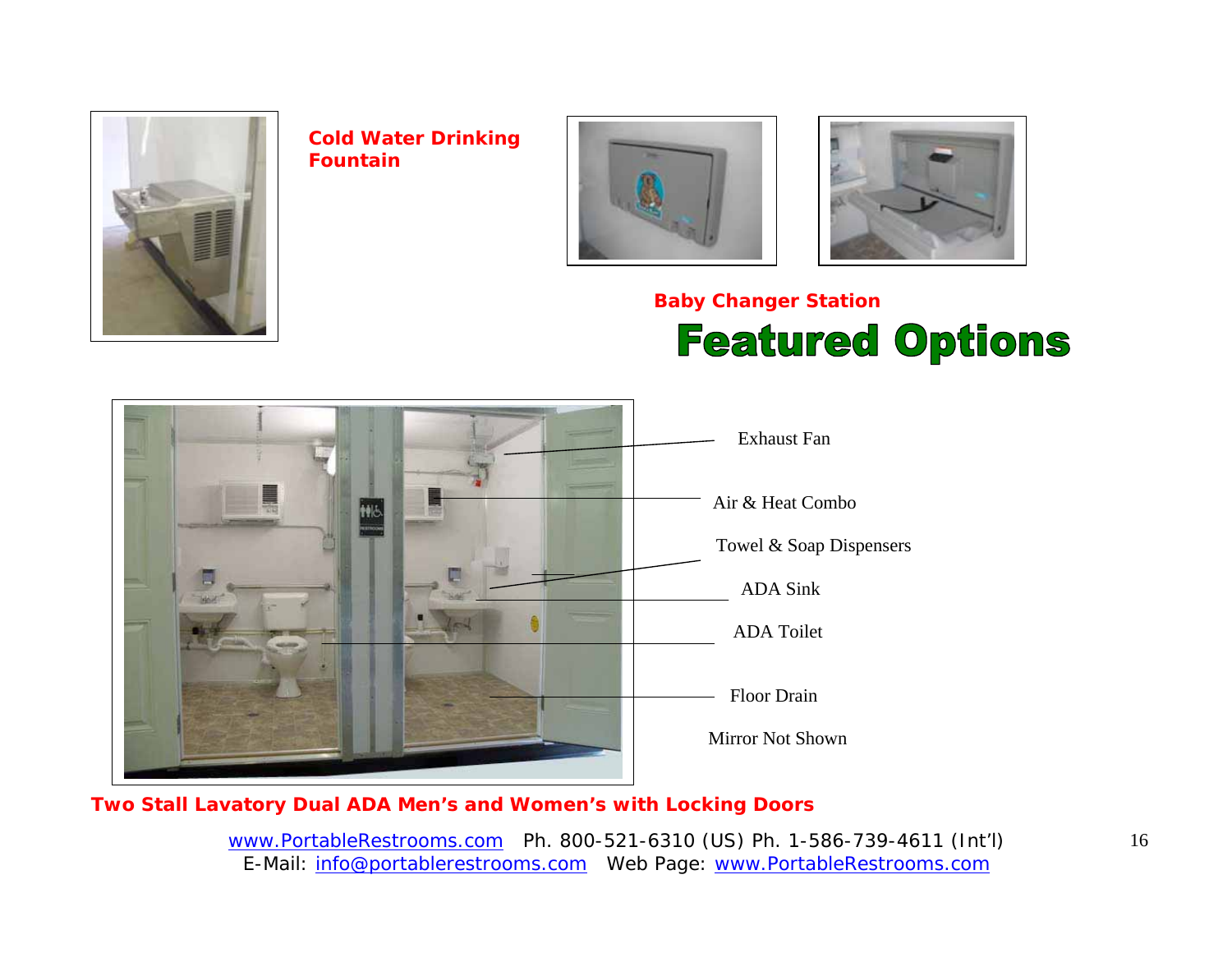**Cold Water Drinking Fountain**

**Baby Changer Station**

# Featured Options

Exhaust Fan

Air & Heat Combo

Towel & Soap Dispensers

ADA Sink

ADA Toilet

Floor Drain

Mirror Not Shown

**Two Stall Lavatory Dual ADA Men's and Women's with Locking Doors**

www.PortableRestrooms.com Ph. 800-521-6310 (US) Ph. 1-586-739-4611 (Int'l)
E-Mail: info@portablerestrooms.com Web Page: www.PortableRestrooms.com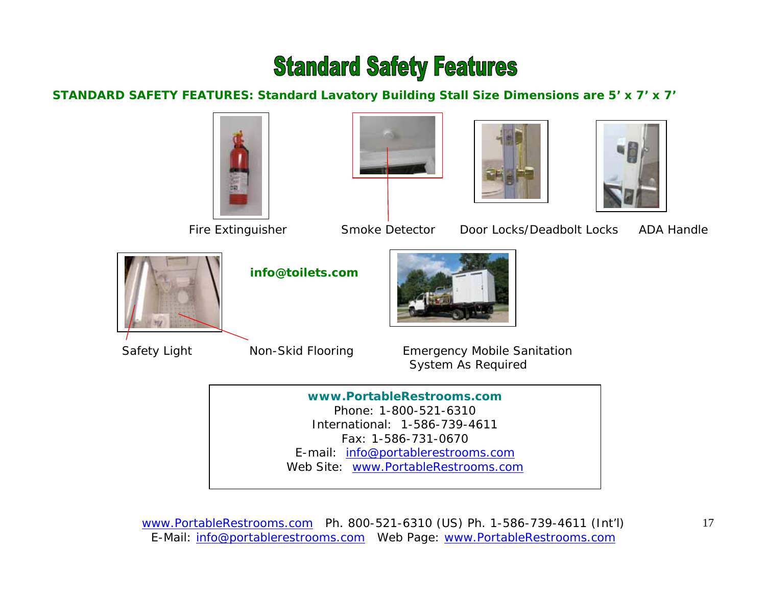# Standard Safety Features

**STANDARD SAFETY FEATURES: Standard Lavatory Building Stall Size Dimensions are 5' x 7' x 7'**

Fire Extinguisher

Smoke Detector

Door Locks/Deadbolt Locks

ADA Handle

**info@toilets.com**

Safety Light

Non-Skid Flooring

Emergency Mobile Sanitation System As Required

**www.PortableRestrooms.com**
Phone: 1-800-521-6310
International: 1-586-739-4611
Fax: 1-586-731-0670
E-mail: info@portablerestrooms.com
Web Site: www.PortableRestrooms.com